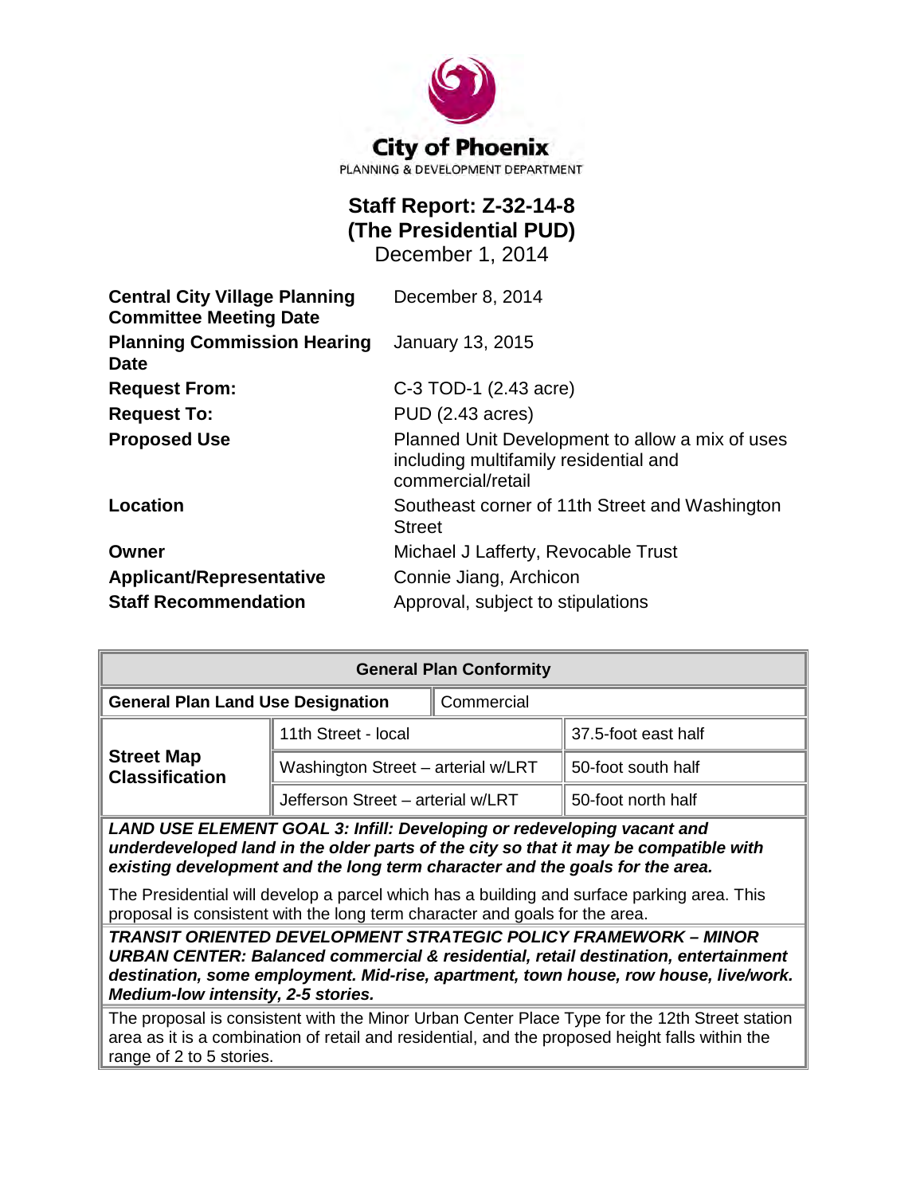City of Phoenix
PLANNING & DEVELOPMENT DEPARTMENT

# Staff Report: Z-32-14-8 (The Presidential PUD)

December 1, 2014

| | |
|---|---|
| **Central City Village Planning Committee Meeting Date** | December 8, 2014 |
| **Planning Commission Hearing Date** | January 13, 2015 |
| **Request From:** | C-3 TOD-1 (2.43 acre) |
| **Request To:** | PUD (2.43 acres) |
| **Proposed Use** | Planned Unit Development to allow a mix of uses including multifamily residential and commercial/retail |
| **Location** | Southeast corner of 11th Street and Washington Street |
| **Owner** | Michael J Lafferty, Revocable Trust |
| **Applicant/Representative** | Connie Jiang, Archicon |
| **Staff Recommendation** | Approval, subject to stipulations |

| **General Plan Conformity** | | |
|---|---|---|
| **General Plan Land Use Designation** | Commercial | |
| **Street Map Classification** | 11th Street - local | 37.5-foot east half |
| | Washington Street – arterial w/LRT | 50-foot south half |
| | Jefferson Street – arterial w/LRT | 50-foot north half |

***LAND USE ELEMENT GOAL 3: Infill: Developing or redeveloping vacant and underdeveloped land in the older parts of the city so that it may be compatible with existing development and the long term character and the goals for the area.***

The Presidential will develop a parcel which has a building and surface parking area. This proposal is consistent with the long term character and goals for the area.

***TRANSIT ORIENTED DEVELOPMENT STRATEGIC POLICY FRAMEWORK – MINOR URBAN CENTER: Balanced commercial & residential, retail destination, entertainment destination, some employment. Mid-rise, apartment, town house, row house, live/work. Medium-low intensity, 2-5 stories.***

The proposal is consistent with the Minor Urban Center Place Type for the 12th Street station area as it is a combination of retail and residential, and the proposed height falls within the range of 2 to 5 stories.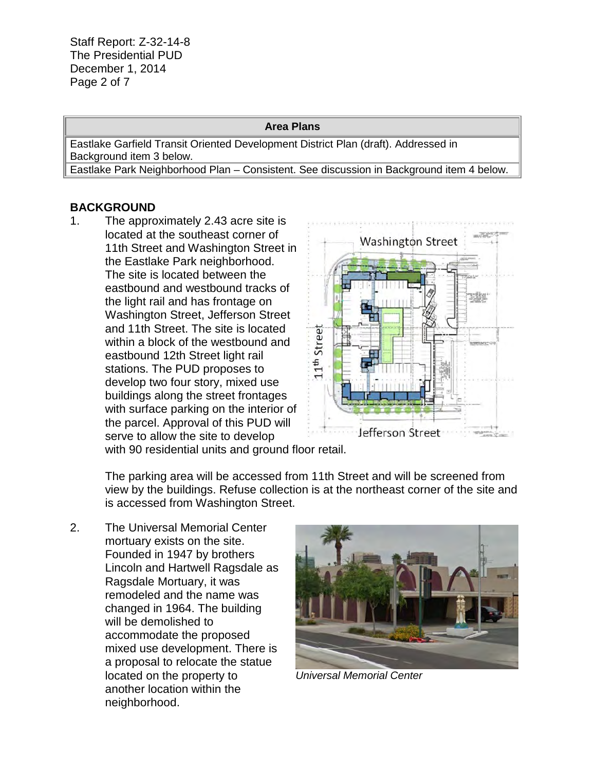| Area Plans |
| --- |
| Eastlake Garfield Transit Oriented Development District Plan (draft). Addressed in Background item 3 below. |
| Eastlake Park Neighborhood Plan – Consistent. See discussion in Background item 4 below. |

## BACKGROUND

1. The approximately 2.43 acre site is located at the southeast corner of 11th Street and Washington Street in the Eastlake Park neighborhood. The site is located between the eastbound and westbound tracks of the light rail and has frontage on Washington Street, Jefferson Street and 11th Street. The site is located within a block of the westbound and eastbound 12th Street light rail stations. The PUD proposes to develop two four story, mixed use buildings along the street frontages with surface parking on the interior of the parcel. Approval of this PUD will serve to allow the site to develop with 90 residential units and ground floor retail.

   The parking area will be accessed from 11th Street and will be screened from view by the buildings. Refuse collection is at the northeast corner of the site and is accessed from Washington Street.

2. The Universal Memorial Center mortuary exists on the site. Founded in 1947 by brothers Lincoln and Hartwell Ragsdale as Ragsdale Mortuary, it was remodeled and the name was changed in 1964. The building will be demolished to accommodate the proposed mixed use development. There is a proposal to relocate the statue located on the property to another location within the neighborhood.

*Universal Memorial Center*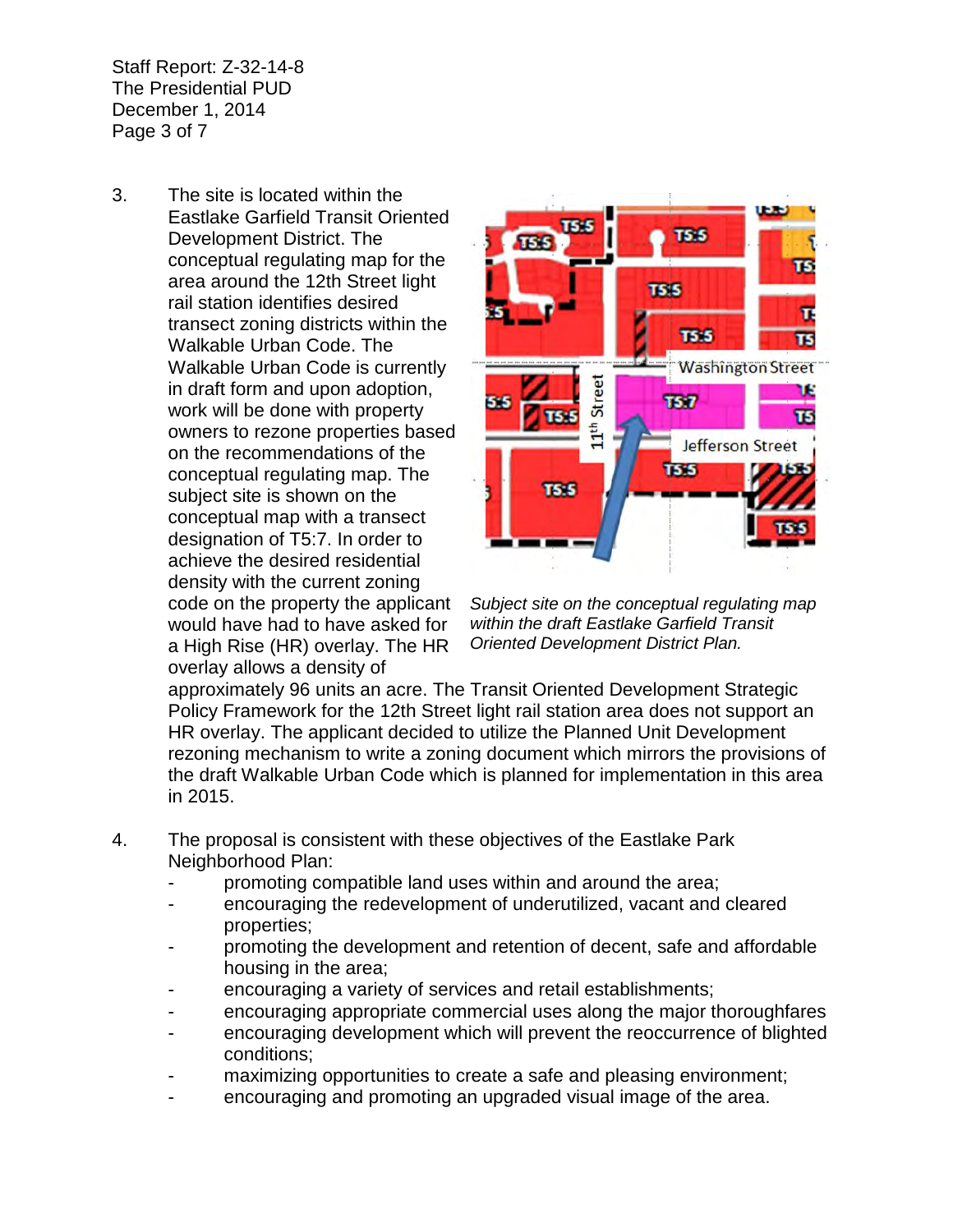3. The site is located within the Eastlake Garfield Transit Oriented Development District. The conceptual regulating map for the area around the 12th Street light rail station identifies desired transect zoning districts within the Walkable Urban Code. The Walkable Urban Code is currently in draft form and upon adoption, work will be done with property owners to rezone properties based on the recommendations of the conceptual regulating map. The subject site is shown on the conceptual map with a transect designation of T5:7. In order to achieve the desired residential density with the current zoning code on the property the applicant would have had to have asked for a High Rise (HR) overlay. The HR overlay allows a density of approximately 96 units an acre. The Transit Oriented Development Strategic Policy Framework for the 12th Street light rail station area does not support an HR overlay. The applicant decided to utilize the Planned Unit Development rezoning mechanism to write a zoning document which mirrors the provisions of the draft Walkable Urban Code which is planned for implementation in this area in 2015.

*Subject site on the conceptual regulating map within the draft Eastlake Garfield Transit Oriented Development District Plan.*

4. The proposal is consistent with these objectives of the Eastlake Park Neighborhood Plan:
   - promoting compatible land uses within and around the area;
   - encouraging the redevelopment of underutilized, vacant and cleared properties;
   - promoting the development and retention of decent, safe and affordable housing in the area;
   - encouraging a variety of services and retail establishments;
   - encouraging appropriate commercial uses along the major thoroughfares
   - encouraging development which will prevent the reoccurrence of blighted conditions;
   - maximizing opportunities to create a safe and pleasing environment;
   - encouraging and promoting an upgraded visual image of the area.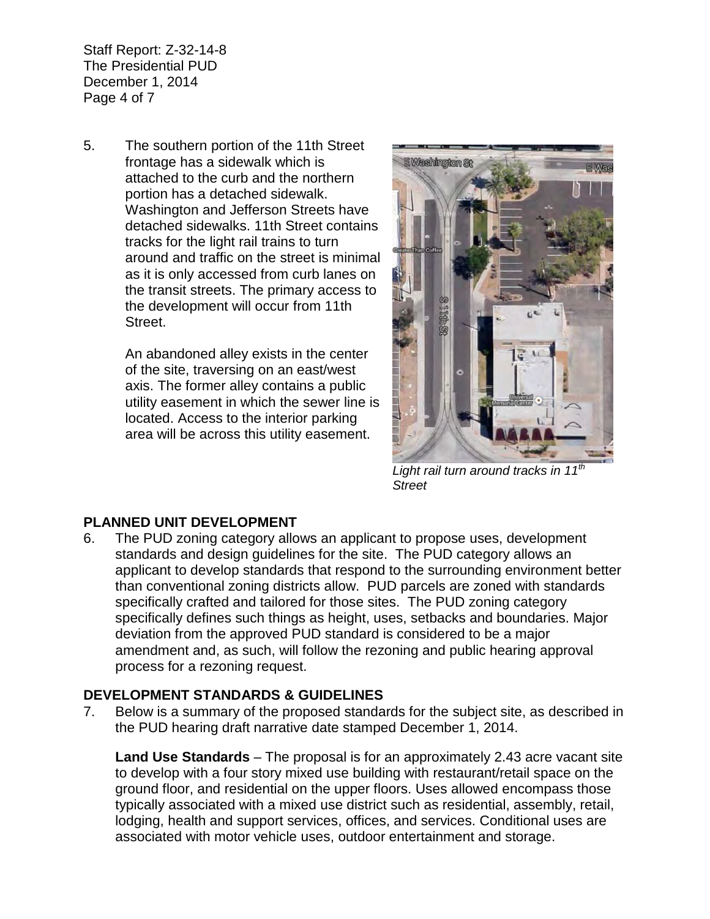5. The southern portion of the 11th Street frontage has a sidewalk which is attached to the curb and the northern portion has a detached sidewalk. Washington and Jefferson Streets have detached sidewalks. 11th Street contains tracks for the light rail trains to turn around and traffic on the street is minimal as it is only accessed from curb lanes on the transit streets. The primary access to the development will occur from 11th Street.

   An abandoned alley exists in the center of the site, traversing on an east/west axis. The former alley contains a public utility easement in which the sewer line is located. Access to the interior parking area will be across this utility easement.

*Light rail turn around tracks in 11th Street*

**PLANNED UNIT DEVELOPMENT**

6. The PUD zoning category allows an applicant to propose uses, development standards and design guidelines for the site. The PUD category allows an applicant to develop standards that respond to the surrounding environment better than conventional zoning districts allow. PUD parcels are zoned with standards specifically crafted and tailored for those sites. The PUD zoning category specifically defines such things as height, uses, setbacks and boundaries. Major deviation from the approved PUD standard is considered to be a major amendment and, as such, will follow the rezoning and public hearing approval process for a rezoning request.

**DEVELOPMENT STANDARDS & GUIDELINES**

7. Below is a summary of the proposed standards for the subject site, as described in the PUD hearing draft narrative date stamped December 1, 2014.

   **Land Use Standards** – The proposal is for an approximately 2.43 acre vacant site to develop with a four story mixed use building with restaurant/retail space on the ground floor, and residential on the upper floors. Uses allowed encompass those typically associated with a mixed use district such as residential, assembly, retail, lodging, health and support services, offices, and services. Conditional uses are associated with motor vehicle uses, outdoor entertainment and storage.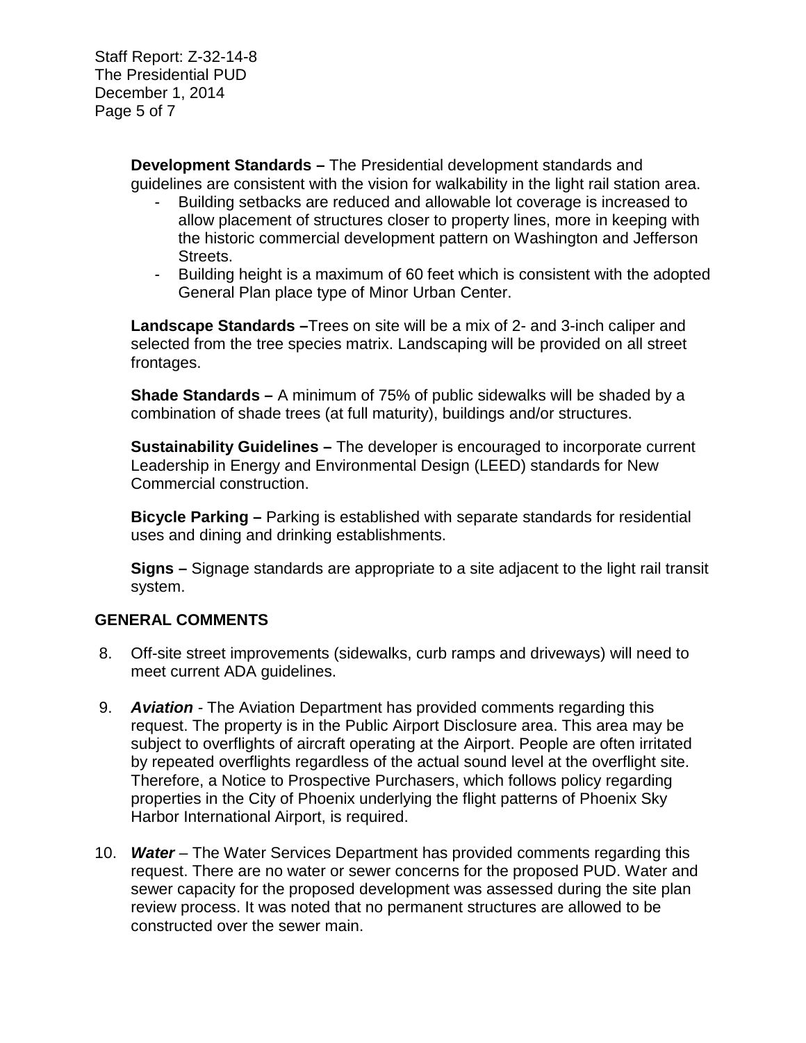**Development Standards –** The Presidential development standards and guidelines are consistent with the vision for walkability in the light rail station area.

- Building setbacks are reduced and allowable lot coverage is increased to allow placement of structures closer to property lines, more in keeping with the historic commercial development pattern on Washington and Jefferson Streets.
- Building height is a maximum of 60 feet which is consistent with the adopted General Plan place type of Minor Urban Center.

**Landscape Standards –**Trees on site will be a mix of 2- and 3-inch caliper and selected from the tree species matrix. Landscaping will be provided on all street frontages.

**Shade Standards –** A minimum of 75% of public sidewalks will be shaded by a combination of shade trees (at full maturity), buildings and/or structures.

**Sustainability Guidelines –** The developer is encouraged to incorporate current Leadership in Energy and Environmental Design (LEED) standards for New Commercial construction.

**Bicycle Parking –** Parking is established with separate standards for residential uses and dining and drinking establishments.

**Signs –** Signage standards are appropriate to a site adjacent to the light rail transit system.

## GENERAL COMMENTS

8. Off-site street improvements (sidewalks, curb ramps and driveways) will need to meet current ADA guidelines.

9. ***Aviation*** - The Aviation Department has provided comments regarding this request. The property is in the Public Airport Disclosure area. This area may be subject to overflights of aircraft operating at the Airport. People are often irritated by repeated overflights regardless of the actual sound level at the overflight site. Therefore, a Notice to Prospective Purchasers, which follows policy regarding properties in the City of Phoenix underlying the flight patterns of Phoenix Sky Harbor International Airport, is required.

10. ***Water*** – The Water Services Department has provided comments regarding this request. There are no water or sewer concerns for the proposed PUD. Water and sewer capacity for the proposed development was assessed during the site plan review process. It was noted that no permanent structures are allowed to be constructed over the sewer main.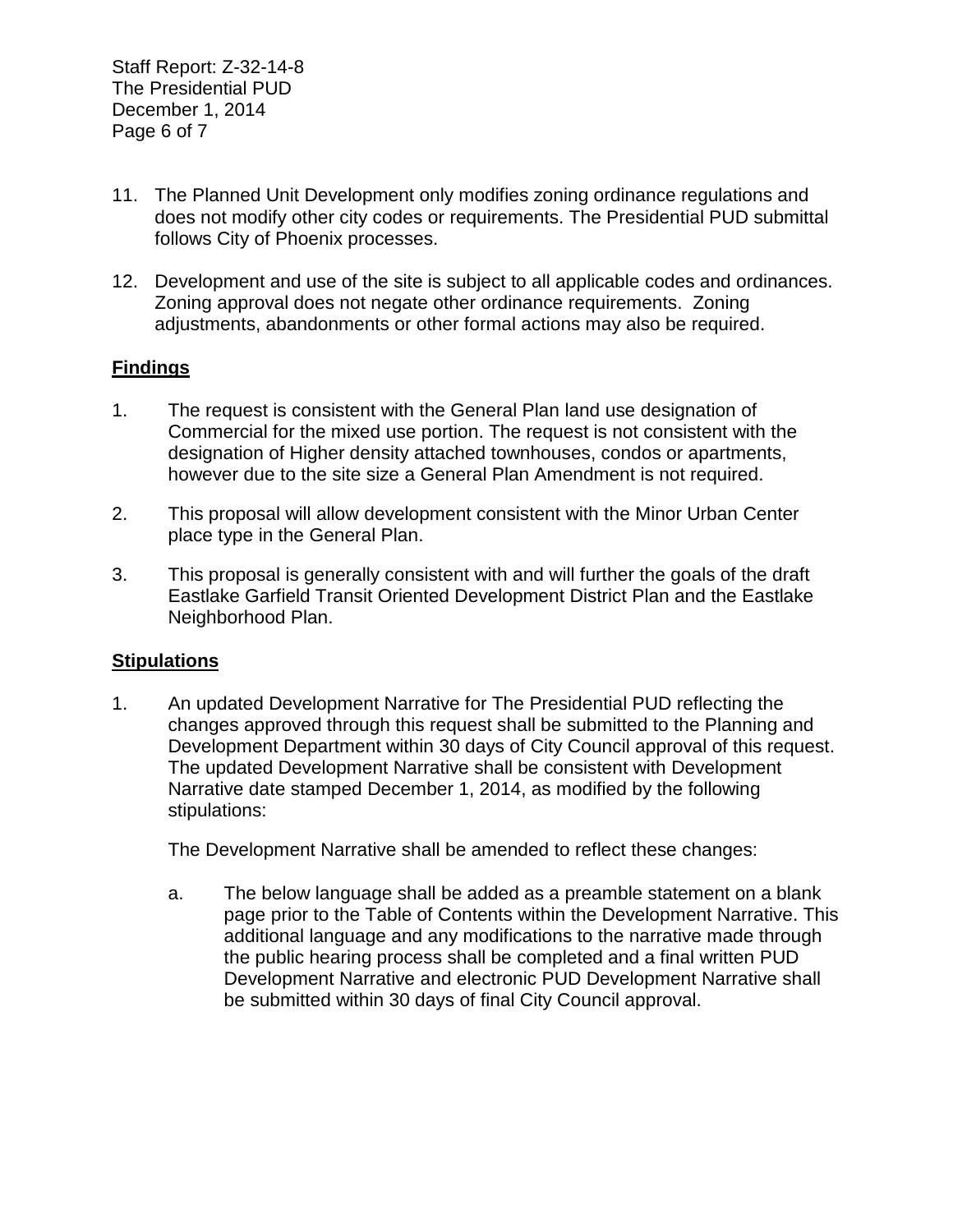11. The Planned Unit Development only modifies zoning ordinance regulations and does not modify other city codes or requirements. The Presidential PUD submittal follows City of Phoenix processes.

12. Development and use of the site is subject to all applicable codes and ordinances. Zoning approval does not negate other ordinance requirements. Zoning adjustments, abandonments or other formal actions may also be required.

## Findings

1. The request is consistent with the General Plan land use designation of Commercial for the mixed use portion. The request is not consistent with the designation of Higher density attached townhouses, condos or apartments, however due to the site size a General Plan Amendment is not required.

2. This proposal will allow development consistent with the Minor Urban Center place type in the General Plan.

3. This proposal is generally consistent with and will further the goals of the draft Eastlake Garfield Transit Oriented Development District Plan and the Eastlake Neighborhood Plan.

## Stipulations

1. An updated Development Narrative for The Presidential PUD reflecting the changes approved through this request shall be submitted to the Planning and Development Department within 30 days of City Council approval of this request. The updated Development Narrative shall be consistent with Development Narrative date stamped December 1, 2014, as modified by the following stipulations:

   The Development Narrative shall be amended to reflect these changes:

   a. The below language shall be added as a preamble statement on a blank page prior to the Table of Contents within the Development Narrative. This additional language and any modifications to the narrative made through the public hearing process shall be completed and a final written PUD Development Narrative and electronic PUD Development Narrative shall be submitted within 30 days of final City Council approval.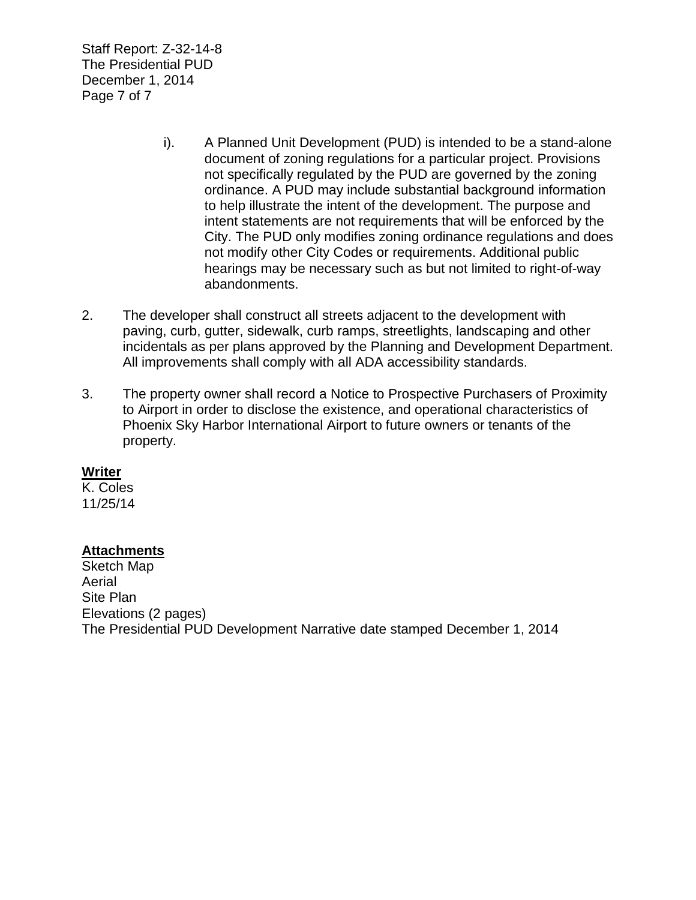i). A Planned Unit Development (PUD) is intended to be a stand-alone document of zoning regulations for a particular project. Provisions not specifically regulated by the PUD are governed by the zoning ordinance. A PUD may include substantial background information to help illustrate the intent of the development. The purpose and intent statements are not requirements that will be enforced by the City. The PUD only modifies zoning ordinance regulations and does not modify other City Codes or requirements. Additional public hearings may be necessary such as but not limited to right-of-way abandonments.

2. The developer shall construct all streets adjacent to the development with paving, curb, gutter, sidewalk, curb ramps, streetlights, landscaping and other incidentals as per plans approved by the Planning and Development Department. All improvements shall comply with all ADA accessibility standards.

3. The property owner shall record a Notice to Prospective Purchasers of Proximity to Airport in order to disclose the existence, and operational characteristics of Phoenix Sky Harbor International Airport to future owners or tenants of the property.

**Writer**
K. Coles
11/25/14

**Attachments**
Sketch Map
Aerial
Site Plan
Elevations (2 pages)
The Presidential PUD Development Narrative date stamped December 1, 2014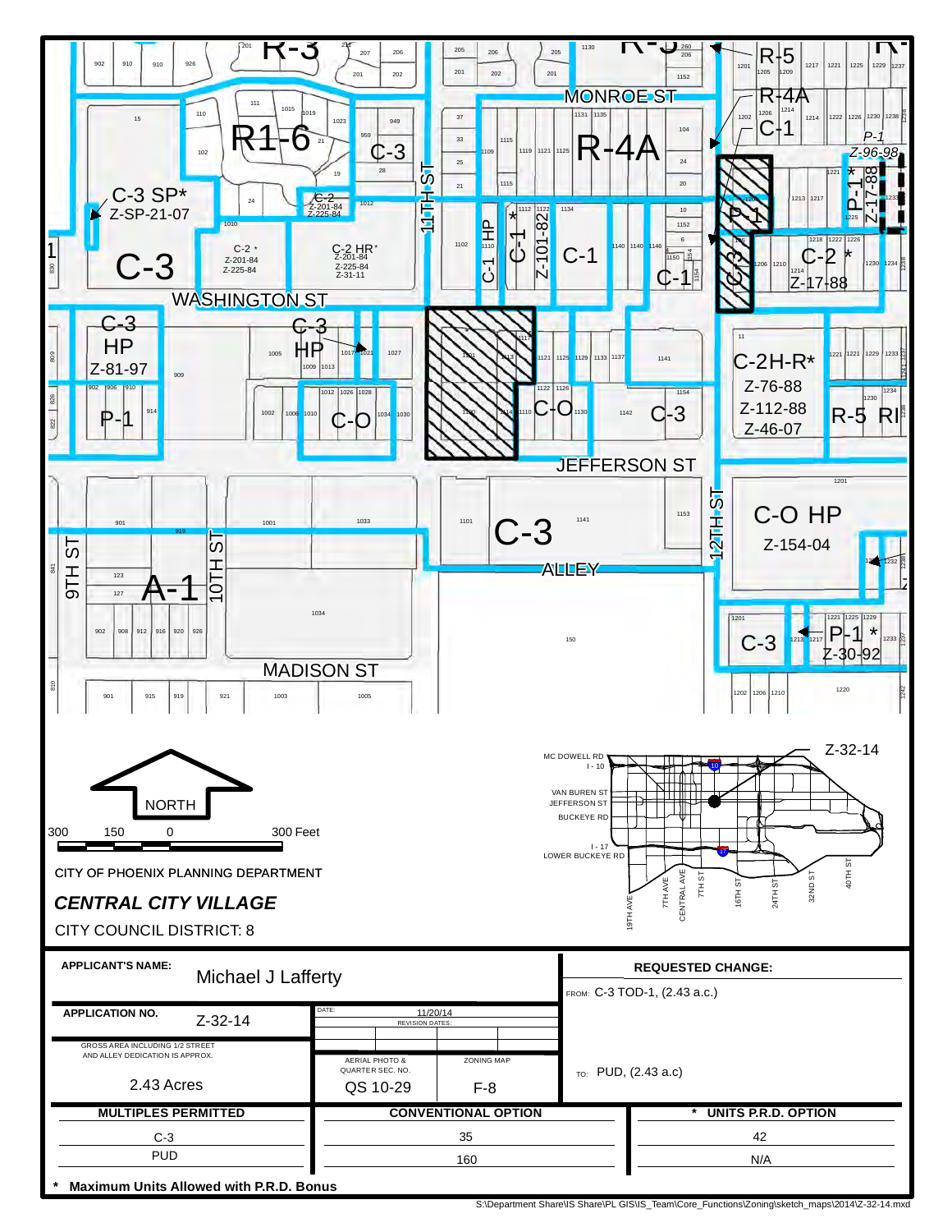NORTH

300 150 0 300 Feet

CITY OF PHOENIX PLANNING DEPARTMENT

***CENTRAL CITY VILLAGE***

CITY COUNCIL DISTRICT: 8

| APPLICANT'S NAME: Michael J Lafferty | | | REQUESTED CHANGE: |
|---|---|---|---|
| APPLICATION NO. Z-32-14 | DATE: 11/20/14 REVISION DATES: | | FROM: C-3 TOD-1, (2.43 a.c.) |
| GROSS AREA INCLUDING 1/2 STREET AND ALLEY DEDICATION IS APPROX. 2.43 Acres | AERIAL PHOTO & QUARTER SEC. NO. QS 10-29 | ZONING MAP F-8 | TO: PUD, (2.43 a.c) |

| MULTIPLES PERMITTED | CONVENTIONAL OPTION | * UNITS P.R.D. OPTION |
|---|---|---|
| C-3 | 35 | 42 |
| PUD | 160 | N/A |

\* Maximum Units Allowed with P.R.D. Bonus

S:\Department Share\IS Share\PL GIS\IS_Team\Core_Functions\Zoning\sketch_maps\2014\Z-32-14.mxd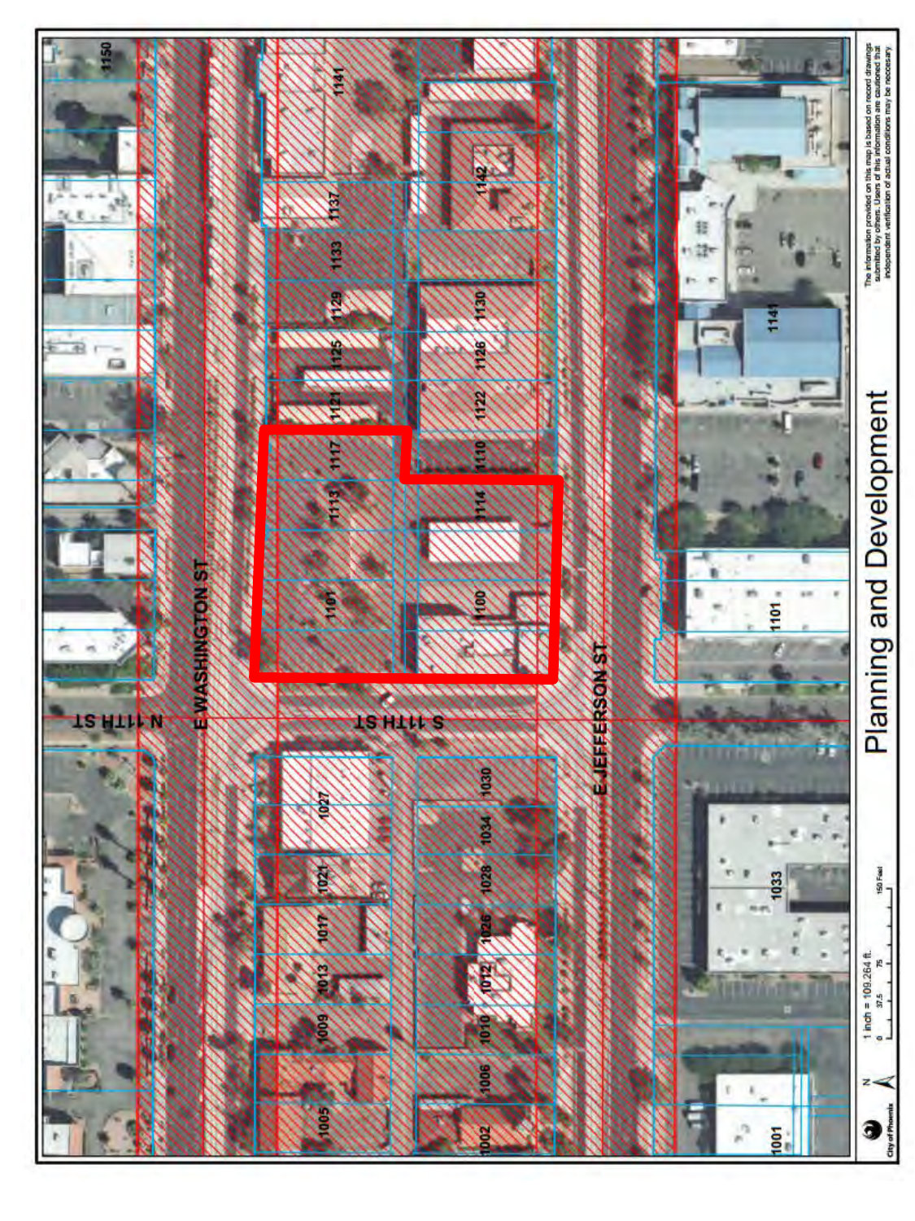E WASHINGTON ST

E JEFFERSON ST

N 11TH ST

S 11TH ST

1150

1141

1137

1133

1129

1125

1121

1117

1113

1101

1142

1130

1126

1122

1110

1114

1100

1141

1101

1027

1021

1017

1013

1009

1005

1030

1034

1028

1026

1012

1010

1006

1002

1033

1001

# Planning and Development

City of Phoenix

1 inch = 109.264 ft.

0 37.5 75 150 Feet

The information provided on this map is based on record drawings submitted by others. Users of this information are cautioned that independent verification of actual conditions may be necessary.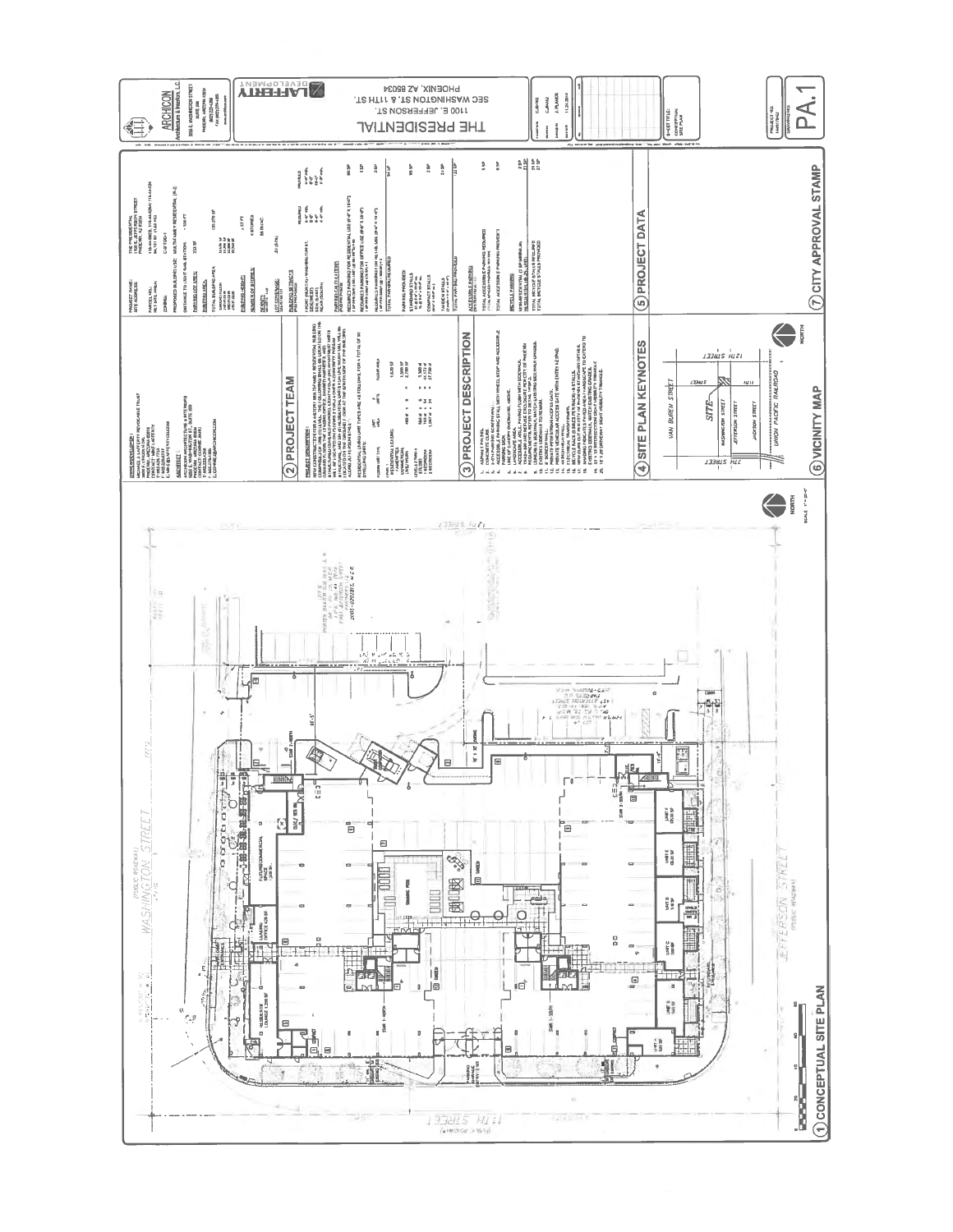# THE PRESIDENTIAL

1100 E. JEFFERSON ST.
SEC WASHINGTON ST. & 11TH ST.
PHOENIX, AZ 85034

LAFFERTY DEVELOPMENT

ARCHICON Architecture & Interiors, L.C.

SHEET TITLE: CONCEPTUAL SITE PLAN

PA.1

## 1 CONCEPTUAL SITE PLAN

WASHINGTON STREET (PUBLIC ROADWAY)

JEFFERSON STREET (PUBLIC ROADWAY)

11TH STREET (PUBLIC ROADWAY)

12TH STREET

FUTURE/COMMERCIAL SPACE

LEASING OFFICE

RESIDENTIAL LOUNGE

SWIMMING POOL

STAIR 1 - NORTH

STAIR 2 - NORTH

STAIR 1 - SOUTH

STAIR 2 - SOUTH

UNIT A, UNIT B, UNIT C, UNIT D, UNIT E, UNIT F

NORTH

## 2 PROJECT TEAM

OWNER/DEVELOPER:

ARCHITECT: ARCHICON ARCHITECTURE & INTERIORS, 1050 E. WASHINGTON ST., SUITE 300, PHOENIX, ARIZONA 85034

PROJECT DESCRIPTION:

NEW CONSTRUCTION FOR A 4 STORY MULTI-FAMILY RESIDENTIAL BUILDING ...

## 3 PROJECT DESCRIPTION

## 4 SITE PLAN KEYNOTES

## 5 PROJECT DATA

PROJECT NAME: THE PRESIDENTIAL

SITE ADDRESS: 1100 E. JEFFERSON STREET, PHOENIX, AZ 85034

ZONING:

PROPOSED BUILDING USE: MULTI-FAMILY RESIDENTIAL

## 6 VICINITY MAP

VAN BUREN STREET

WASHINGTON STREET

JEFFERSON STREET

JACKSON STREET

7TH STREET

12TH STREET

SITE

UNION PACIFIC RAILROAD

NORTH

## 7 CITY APPROVAL STAMP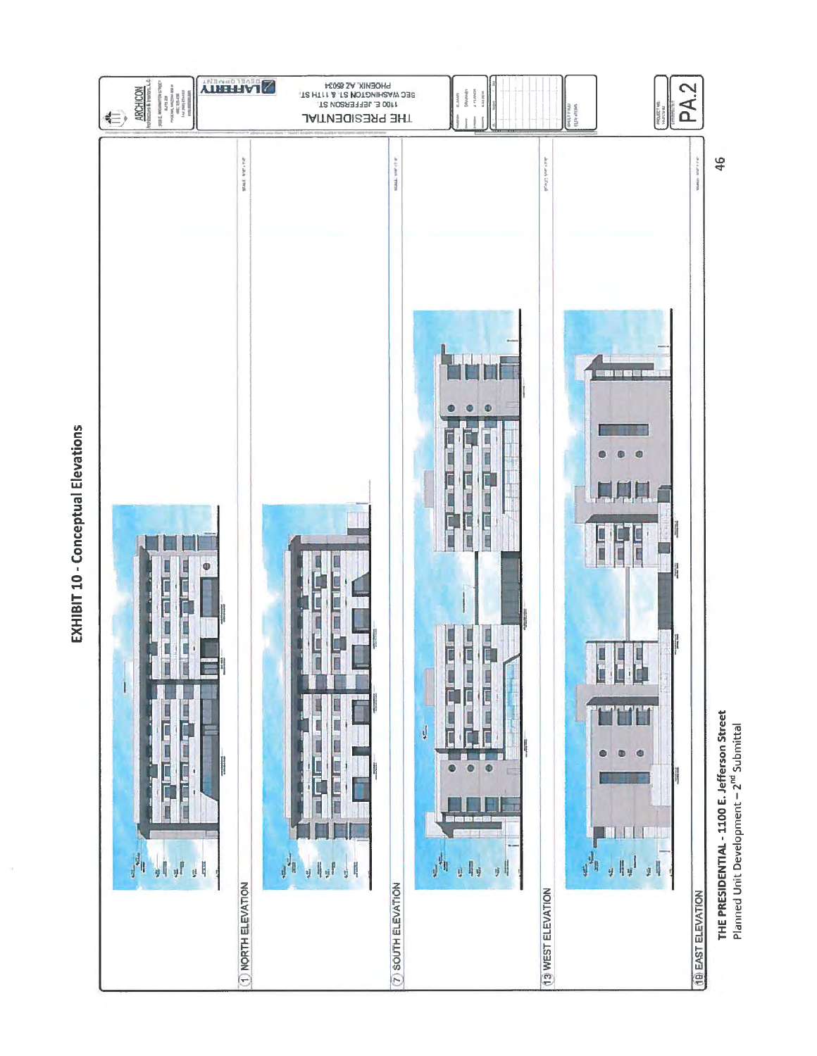# EXHIBIT 10 - Conceptual Elevations

1 NORTH ELEVATION

7 SOUTH ELEVATION

13 WEST ELEVATION

19 EAST ELEVATION

ARCHICON

LAFFERTY DEVELOPMENT

THE PRESIDENTIAL
1100 E. JEFFERSON ST.
SEC WASHINGTON ST. & 11TH ST.
PHOENIX, AZ 85034

PA.2

**THE PRESIDENTIAL - 1100 E. Jefferson Street**
Planned Unit Development – 2nd Submittal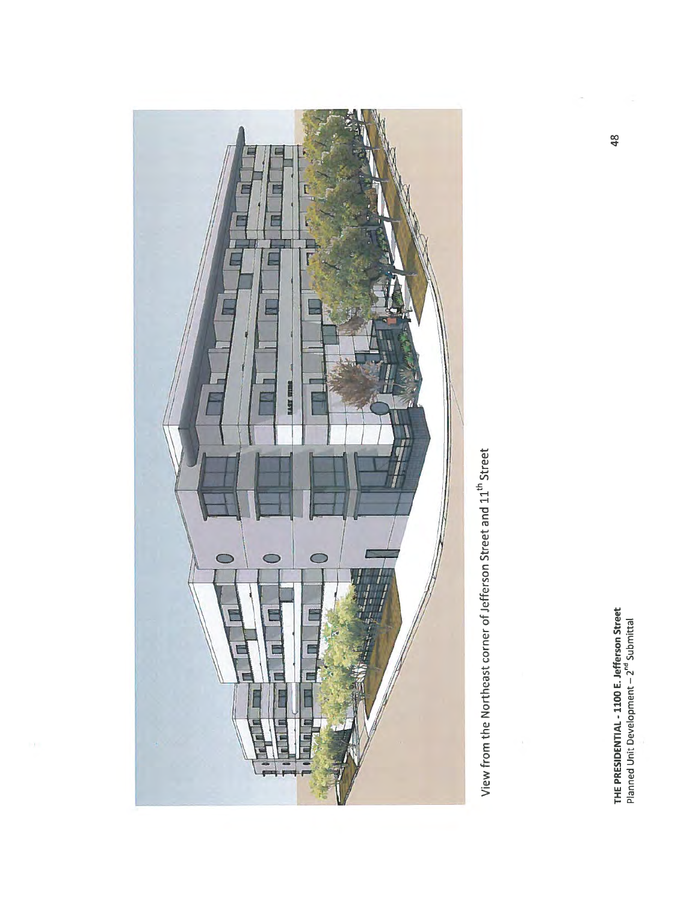View from the Northeast corner of Jefferson Street and 11th Street

**THE PRESIDENTIAL - 1100 E. Jefferson Street**
Planned Unit Development – 2nd Submittal